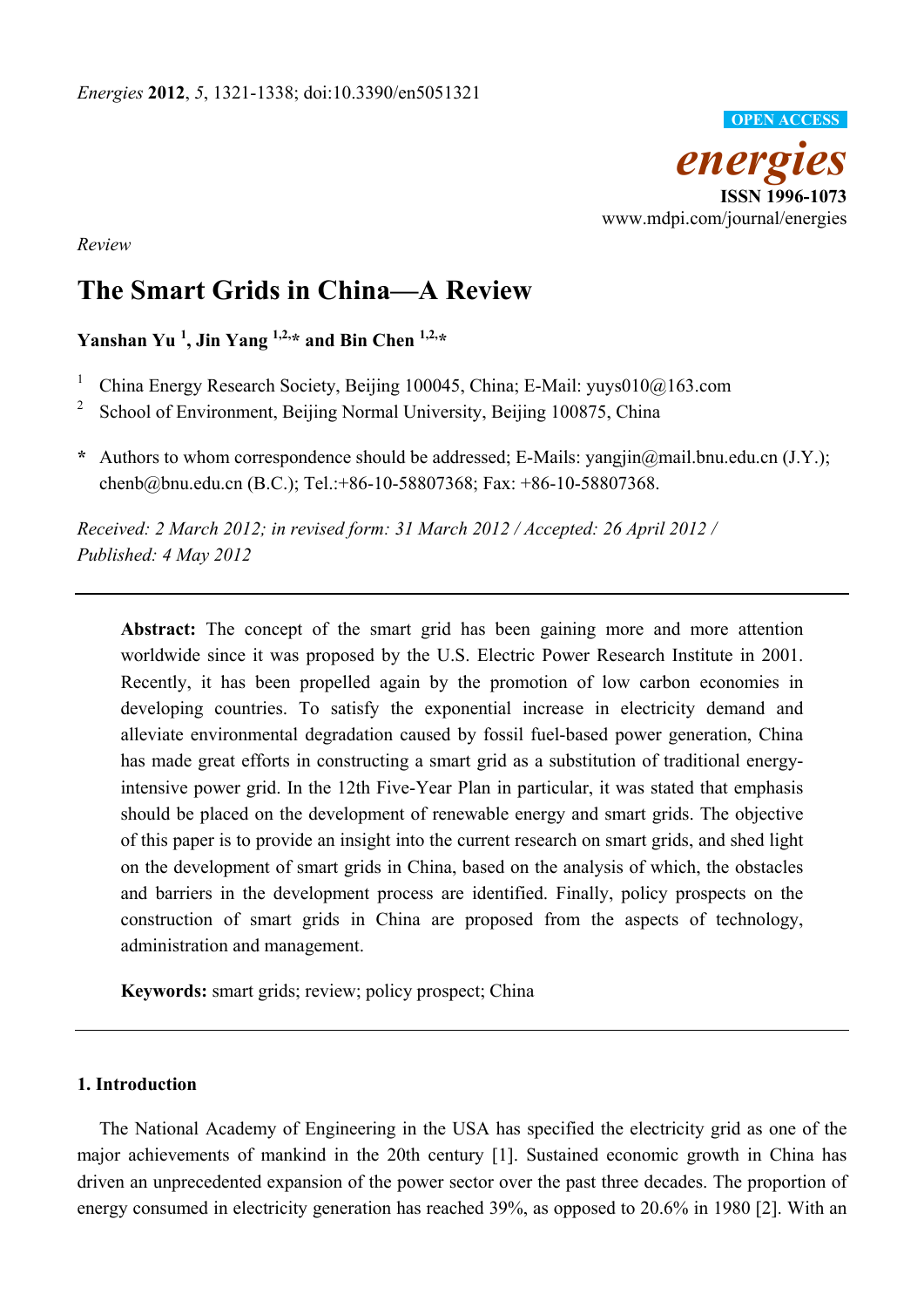*Review*

# The Smart Grids in China—A Review

**Yanshan Yu [1], Jin Yang [1,2,*] and Bin Chen [1,2,*]**

[1] China Energy Research Society, Beijing 100045, China; E-Mail: yuys010@163.com

[2] School of Environment, Beijing Normal University, Beijing 100875, China

**\*** Authors to whom correspondence should be addressed; E-Mails: yangjin@mail.bnu.edu.cn (J.Y.); chenb@bnu.edu.cn (B.C.); Tel.:+86-10-58807368; Fax: +86-10-58807368.

*Received: 2 March 2012; in revised form: 31 March 2012 / Accepted: 26 April 2012 / Published: 4 May 2012*

---

**Abstract:** The concept of the smart grid has been gaining more and more attention worldwide since it was proposed by the U.S. Electric Power Research Institute in 2001. Recently, it has been propelled again by the promotion of low carbon economies in developing countries. To satisfy the exponential increase in electricity demand and alleviate environmental degradation caused by fossil fuel-based power generation, China has made great efforts in constructing a smart grid as a substitution of traditional energy-intensive power grid. In the 12th Five-Year Plan in particular, it was stated that emphasis should be placed on the development of renewable energy and smart grids. The objective of this paper is to provide an insight into the current research on smart grids, and shed light on the development of smart grids in China, based on the analysis of which, the obstacles and barriers in the development process are identified. Finally, policy prospects on the construction of smart grids in China are proposed from the aspects of technology, administration and management.

**Keywords:** smart grids; review; policy prospect; China

---

## 1. Introduction

The National Academy of Engineering in the USA has specified the electricity grid as one of the major achievements of mankind in the 20th century [1]. Sustained economic growth in China has driven an unprecedented expansion of the power sector over the past three decades. The proportion of energy consumed in electricity generation has reached 39%, as opposed to 20.6% in 1980 [2]. With an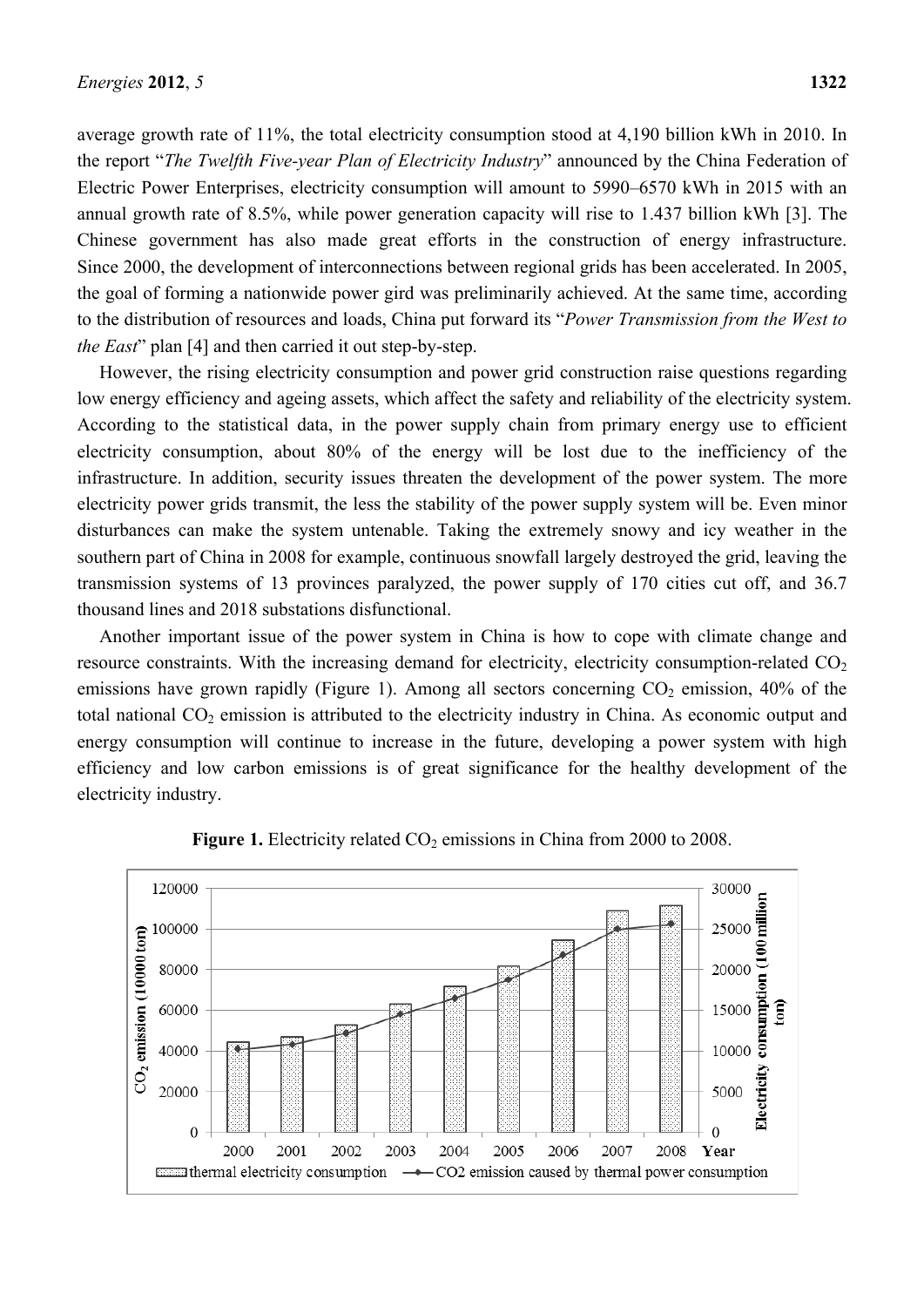average growth rate of 11%, the total electricity consumption stood at 4,190 billion kWh in 2010. In the report "*The Twelfth Five-year Plan of Electricity Industry*" announced by the China Federation of Electric Power Enterprises, electricity consumption will amount to 5990–6570 kWh in 2015 with an annual growth rate of 8.5%, while power generation capacity will rise to 1.437 billion kWh [3]. The Chinese government has also made great efforts in the construction of energy infrastructure. Since 2000, the development of interconnections between regional grids has been accelerated. In 2005, the goal of forming a nationwide power gird was preliminarily achieved. At the same time, according to the distribution of resources and loads, China put forward its "*Power Transmission from the West to the East*" plan [4] and then carried it out step-by-step.

However, the rising electricity consumption and power grid construction raise questions regarding low energy efficiency and ageing assets, which affect the safety and reliability of the electricity system. According to the statistical data, in the power supply chain from primary energy use to efficient electricity consumption, about 80% of the energy will be lost due to the inefficiency of the infrastructure. In addition, security issues threaten the development of the power system. The more electricity power grids transmit, the less the stability of the power supply system will be. Even minor disturbances can make the system untenable. Taking the extremely snowy and icy weather in the southern part of China in 2008 for example, continuous snowfall largely destroyed the grid, leaving the transmission systems of 13 provinces paralyzed, the power supply of 170 cities cut off, and 36.7 thousand lines and 2018 substations disfunctional.

Another important issue of the power system in China is how to cope with climate change and resource constraints. With the increasing demand for electricity, electricity consumption-related $CO_2$ emissions have grown rapidly (Figure 1). Among all sectors concerning $CO_2$ emission, 40% of the total national $CO_2$ emission is attributed to the electricity industry in China. As economic output and energy consumption will continue to increase in the future, developing a power system with high efficiency and low carbon emissions is of great significance for the healthy development of the electricity industry.

**Figure 1.** Electricity related $CO_2$ emissions in China from 2000 to 2008.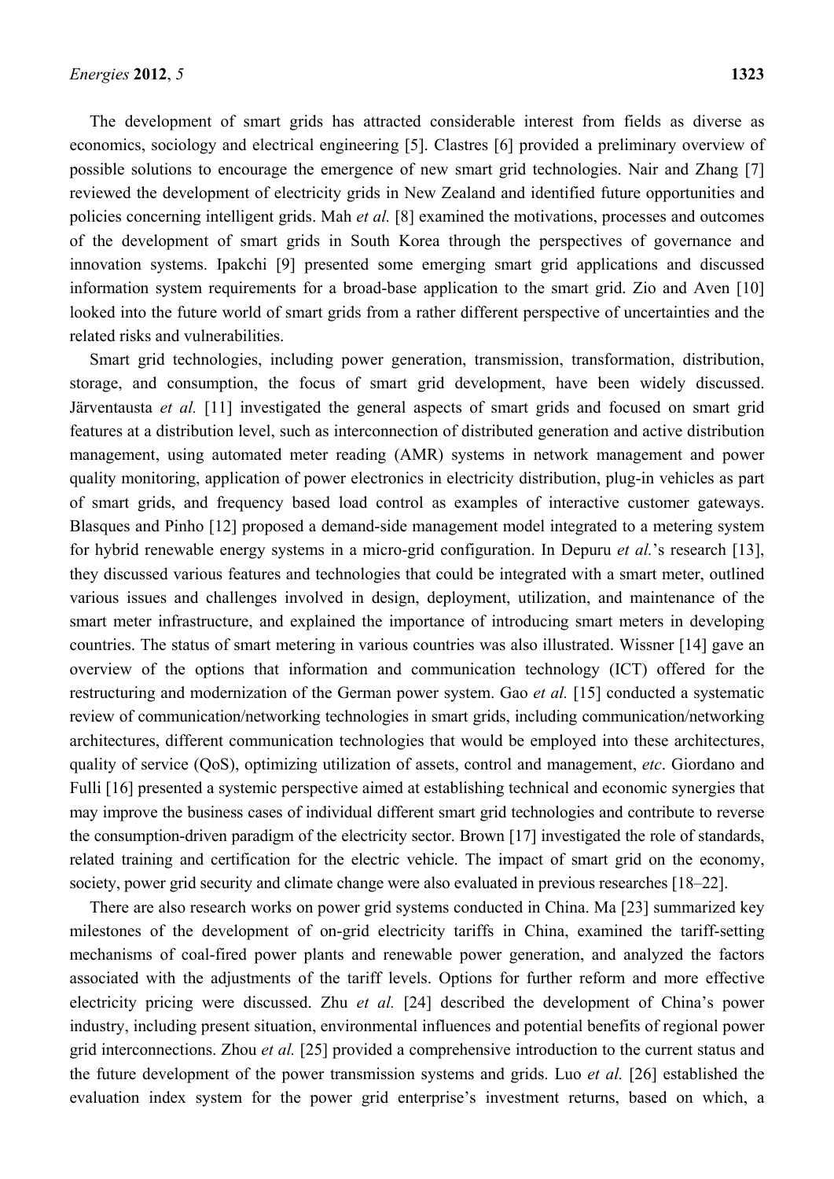The development of smart grids has attracted considerable interest from fields as diverse as economics, sociology and electrical engineering [5]. Clastres [6] provided a preliminary overview of possible solutions to encourage the emergence of new smart grid technologies. Nair and Zhang [7] reviewed the development of electricity grids in New Zealand and identified future opportunities and policies concerning intelligent grids. Mah *et al.* [8] examined the motivations, processes and outcomes of the development of smart grids in South Korea through the perspectives of governance and innovation systems. Ipakchi [9] presented some emerging smart grid applications and discussed information system requirements for a broad-base application to the smart grid. Zio and Aven [10] looked into the future world of smart grids from a rather different perspective of uncertainties and the related risks and vulnerabilities.

Smart grid technologies, including power generation, transmission, transformation, distribution, storage, and consumption, the focus of smart grid development, have been widely discussed. Järventausta *et al.* [11] investigated the general aspects of smart grids and focused on smart grid features at a distribution level, such as interconnection of distributed generation and active distribution management, using automated meter reading (AMR) systems in network management and power quality monitoring, application of power electronics in electricity distribution, plug-in vehicles as part of smart grids, and frequency based load control as examples of interactive customer gateways. Blasques and Pinho [12] proposed a demand-side management model integrated to a metering system for hybrid renewable energy systems in a micro-grid configuration. In Depuru *et al.*'s research [13], they discussed various features and technologies that could be integrated with a smart meter, outlined various issues and challenges involved in design, deployment, utilization, and maintenance of the smart meter infrastructure, and explained the importance of introducing smart meters in developing countries. The status of smart metering in various countries was also illustrated. Wissner [14] gave an overview of the options that information and communication technology (ICT) offered for the restructuring and modernization of the German power system. Gao *et al.* [15] conducted a systematic review of communication/networking technologies in smart grids, including communication/networking architectures, different communication technologies that would be employed into these architectures, quality of service (QoS), optimizing utilization of assets, control and management, *etc*. Giordano and Fulli [16] presented a systemic perspective aimed at establishing technical and economic synergies that may improve the business cases of individual different smart grid technologies and contribute to reverse the consumption-driven paradigm of the electricity sector. Brown [17] investigated the role of standards, related training and certification for the electric vehicle. The impact of smart grid on the economy, society, power grid security and climate change were also evaluated in previous researches [18–22].

There are also research works on power grid systems conducted in China. Ma [23] summarized key milestones of the development of on-grid electricity tariffs in China, examined the tariff-setting mechanisms of coal-fired power plants and renewable power generation, and analyzed the factors associated with the adjustments of the tariff levels. Options for further reform and more effective electricity pricing were discussed. Zhu *et al.* [24] described the development of China's power industry, including present situation, environmental influences and potential benefits of regional power grid interconnections. Zhou *et al.* [25] provided a comprehensive introduction to the current status and the future development of the power transmission systems and grids. Luo *et al.* [26] established the evaluation index system for the power grid enterprise's investment returns, based on which, a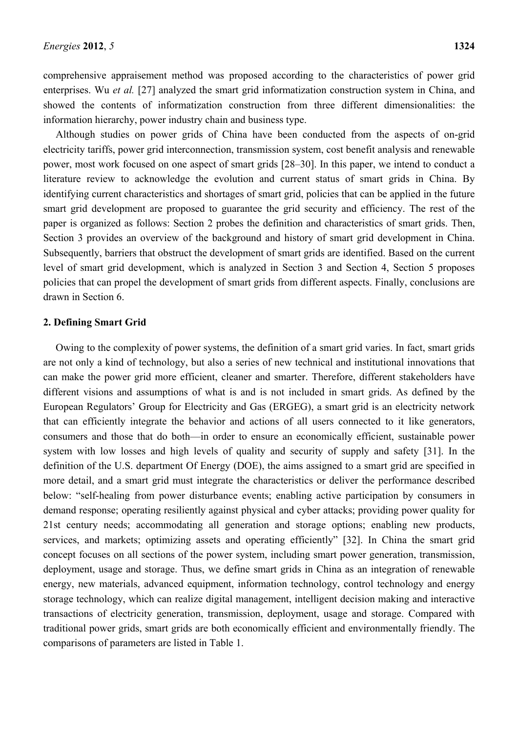comprehensive appraisement method was proposed according to the characteristics of power grid enterprises. Wu *et al.* [27] analyzed the smart grid informatization construction system in China, and showed the contents of informatization construction from three different dimensionalities: the information hierarchy, power industry chain and business type.

Although studies on power grids of China have been conducted from the aspects of on-grid electricity tariffs, power grid interconnection, transmission system, cost benefit analysis and renewable power, most work focused on one aspect of smart grids [28–30]. In this paper, we intend to conduct a literature review to acknowledge the evolution and current status of smart grids in China. By identifying current characteristics and shortages of smart grid, policies that can be applied in the future smart grid development are proposed to guarantee the grid security and efficiency. The rest of the paper is organized as follows: Section 2 probes the definition and characteristics of smart grids. Then, Section 3 provides an overview of the background and history of smart grid development in China. Subsequently, barriers that obstruct the development of smart grids are identified. Based on the current level of smart grid development, which is analyzed in Section 3 and Section 4, Section 5 proposes policies that can propel the development of smart grids from different aspects. Finally, conclusions are drawn in Section 6.

## 2. Defining Smart Grid

Owing to the complexity of power systems, the definition of a smart grid varies. In fact, smart grids are not only a kind of technology, but also a series of new technical and institutional innovations that can make the power grid more efficient, cleaner and smarter. Therefore, different stakeholders have different visions and assumptions of what is and is not included in smart grids. As defined by the European Regulators' Group for Electricity and Gas (ERGEG), a smart grid is an electricity network that can efficiently integrate the behavior and actions of all users connected to it like generators, consumers and those that do both—in order to ensure an economically efficient, sustainable power system with low losses and high levels of quality and security of supply and safety [31]. In the definition of the U.S. department Of Energy (DOE), the aims assigned to a smart grid are specified in more detail, and a smart grid must integrate the characteristics or deliver the performance described below: "self-healing from power disturbance events; enabling active participation by consumers in demand response; operating resiliently against physical and cyber attacks; providing power quality for 21st century needs; accommodating all generation and storage options; enabling new products, services, and markets; optimizing assets and operating efficiently" [32]. In China the smart grid concept focuses on all sections of the power system, including smart power generation, transmission, deployment, usage and storage. Thus, we define smart grids in China as an integration of renewable energy, new materials, advanced equipment, information technology, control technology and energy storage technology, which can realize digital management, intelligent decision making and interactive transactions of electricity generation, transmission, deployment, usage and storage. Compared with traditional power grids, smart grids are both economically efficient and environmentally friendly. The comparisons of parameters are listed in Table 1.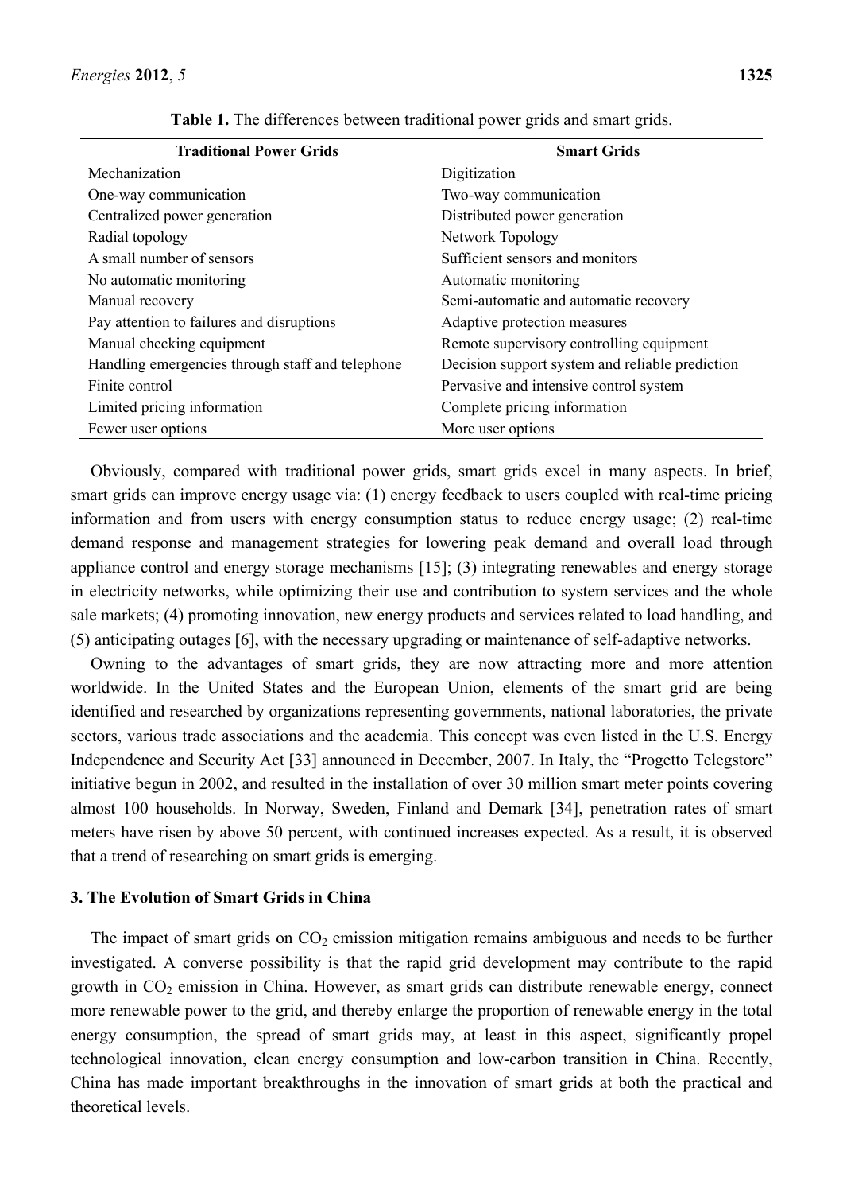**Table 1.** The differences between traditional power grids and smart grids.

| Traditional Power Grids | Smart Grids |
|---|---|
| Mechanization | Digitization |
| One-way communication | Two-way communication |
| Centralized power generation | Distributed power generation |
| Radial topology | Network Topology |
| A small number of sensors | Sufficient sensors and monitors |
| No automatic monitoring | Automatic monitoring |
| Manual recovery | Semi-automatic and automatic recovery |
| Pay attention to failures and disruptions | Adaptive protection measures |
| Manual checking equipment | Remote supervisory controlling equipment |
| Handling emergencies through staff and telephone | Decision support system and reliable prediction |
| Finite control | Pervasive and intensive control system |
| Limited pricing information | Complete pricing information |
| Fewer user options | More user options |

Obviously, compared with traditional power grids, smart grids excel in many aspects. In brief, smart grids can improve energy usage via: (1) energy feedback to users coupled with real-time pricing information and from users with energy consumption status to reduce energy usage; (2) real-time demand response and management strategies for lowering peak demand and overall load through appliance control and energy storage mechanisms [15]; (3) integrating renewables and energy storage in electricity networks, while optimizing their use and contribution to system services and the whole sale markets; (4) promoting innovation, new energy products and services related to load handling, and (5) anticipating outages [6], with the necessary upgrading or maintenance of self-adaptive networks.

Owning to the advantages of smart grids, they are now attracting more and more attention worldwide. In the United States and the European Union, elements of the smart grid are being identified and researched by organizations representing governments, national laboratories, the private sectors, various trade associations and the academia. This concept was even listed in the U.S. Energy Independence and Security Act [33] announced in December, 2007. In Italy, the "Progetto Telegstore" initiative begun in 2002, and resulted in the installation of over 30 million smart meter points covering almost 100 households. In Norway, Sweden, Finland and Demark [34], penetration rates of smart meters have risen by above 50 percent, with continued increases expected. As a result, it is observed that a trend of researching on smart grids is emerging.

## 3. The Evolution of Smart Grids in China

The impact of smart grids on $CO_2$ emission mitigation remains ambiguous and needs to be further investigated. A converse possibility is that the rapid grid development may contribute to the rapid growth in $CO_2$ emission in China. However, as smart grids can distribute renewable energy, connect more renewable power to the grid, and thereby enlarge the proportion of renewable energy in the total energy consumption, the spread of smart grids may, at least in this aspect, significantly propel technological innovation, clean energy consumption and low-carbon transition in China. Recently, China has made important breakthroughs in the innovation of smart grids at both the practical and theoretical levels.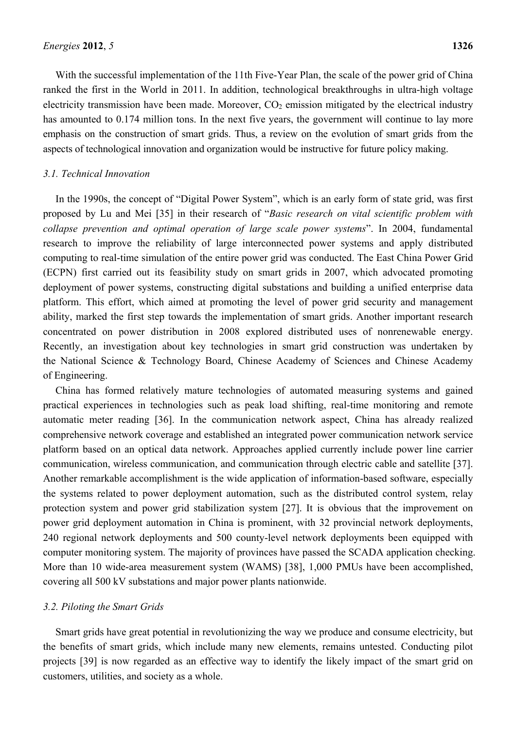With the successful implementation of the 11th Five-Year Plan, the scale of the power grid of China ranked the first in the World in 2011. In addition, technological breakthroughs in ultra-high voltage electricity transmission have been made. Moreover, $CO_2$ emission mitigated by the electrical industry has amounted to 0.174 million tons. In the next five years, the government will continue to lay more emphasis on the construction of smart grids. Thus, a review on the evolution of smart grids from the aspects of technological innovation and organization would be instructive for future policy making.

### *3.1. Technical Innovation*

In the 1990s, the concept of "Digital Power System", which is an early form of state grid, was first proposed by Lu and Mei [35] in their research of "*Basic research on vital scientific problem with collapse prevention and optimal operation of large scale power systems*". In 2004, fundamental research to improve the reliability of large interconnected power systems and apply distributed computing to real-time simulation of the entire power grid was conducted. The East China Power Grid (ECPN) first carried out its feasibility study on smart grids in 2007, which advocated promoting deployment of power systems, constructing digital substations and building a unified enterprise data platform. This effort, which aimed at promoting the level of power grid security and management ability, marked the first step towards the implementation of smart grids. Another important research concentrated on power distribution in 2008 explored distributed uses of nonrenewable energy. Recently, an investigation about key technologies in smart grid construction was undertaken by the National Science & Technology Board, Chinese Academy of Sciences and Chinese Academy of Engineering.

China has formed relatively mature technologies of automated measuring systems and gained practical experiences in technologies such as peak load shifting, real-time monitoring and remote automatic meter reading [36]. In the communication network aspect, China has already realized comprehensive network coverage and established an integrated power communication network service platform based on an optical data network. Approaches applied currently include power line carrier communication, wireless communication, and communication through electric cable and satellite [37]. Another remarkable accomplishment is the wide application of information-based software, especially the systems related to power deployment automation, such as the distributed control system, relay protection system and power grid stabilization system [27]. It is obvious that the improvement on power grid deployment automation in China is prominent, with 32 provincial network deployments, 240 regional network deployments and 500 county-level network deployments been equipped with computer monitoring system. The majority of provinces have passed the SCADA application checking. More than 10 wide-area measurement system (WAMS) [38], 1,000 PMUs have been accomplished, covering all 500 kV substations and major power plants nationwide.

### *3.2. Piloting the Smart Grids*

Smart grids have great potential in revolutionizing the way we produce and consume electricity, but the benefits of smart grids, which include many new elements, remains untested. Conducting pilot projects [39] is now regarded as an effective way to identify the likely impact of the smart grid on customers, utilities, and society as a whole.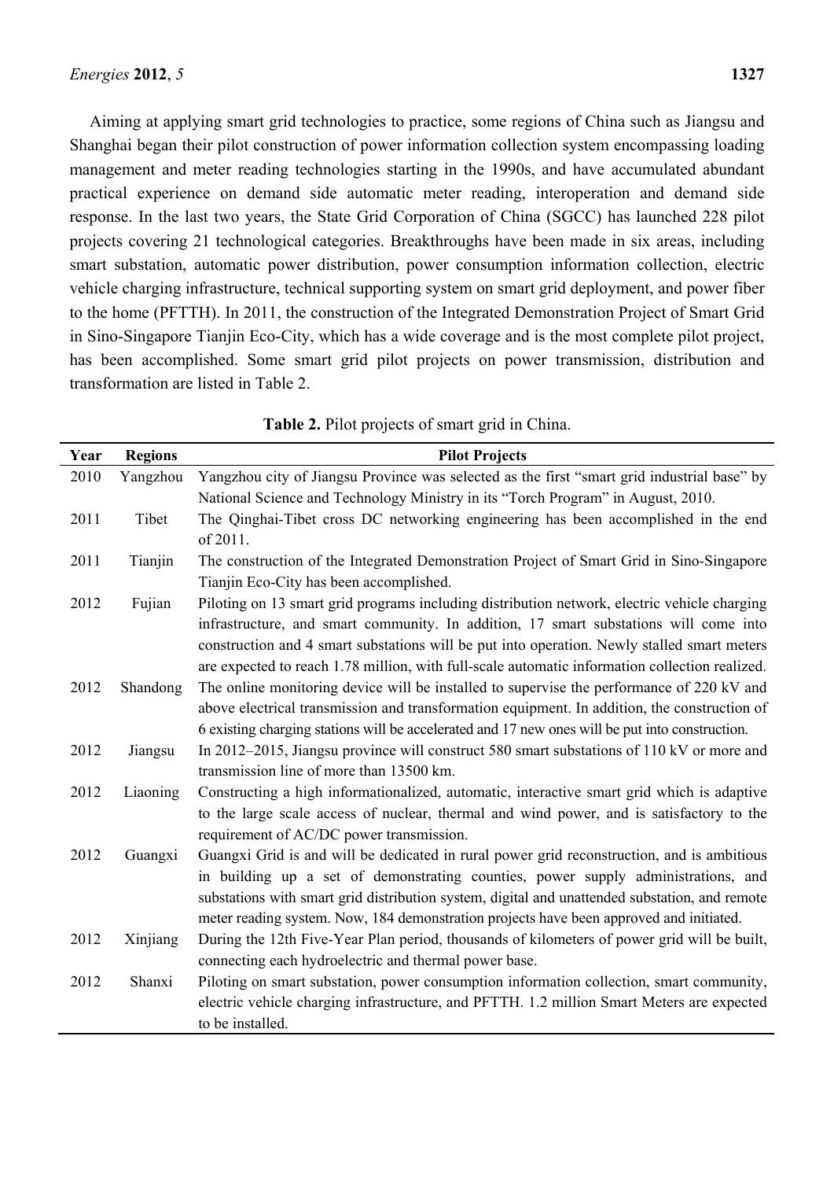Aiming at applying smart grid technologies to practice, some regions of China such as Jiangsu and Shanghai began their pilot construction of power information collection system encompassing loading management and meter reading technologies starting in the 1990s, and have accumulated abundant practical experience on demand side automatic meter reading, interoperation and demand side response. In the last two years, the State Grid Corporation of China (SGCC) has launched 228 pilot projects covering 21 technological categories. Breakthroughs have been made in six areas, including smart substation, automatic power distribution, power consumption information collection, electric vehicle charging infrastructure, technical supporting system on smart grid deployment, and power fiber to the home (PFTTH). In 2011, the construction of the Integrated Demonstration Project of Smart Grid in Sino-Singapore Tianjin Eco-City, which has a wide coverage and is the most complete pilot project, has been accomplished. Some smart grid pilot projects on power transmission, distribution and transformation are listed in Table 2.

**Table 2.** Pilot projects of smart grid in China.

| Year | Regions | Pilot Projects |
| --- | --- | --- |
| 2010 | Yangzhou | Yangzhou city of Jiangsu Province was selected as the first "smart grid industrial base" by National Science and Technology Ministry in its "Torch Program" in August, 2010. |
| 2011 | Tibet | The Qinghai-Tibet cross DC networking engineering has been accomplished in the end of 2011. |
| 2011 | Tianjin | The construction of the Integrated Demonstration Project of Smart Grid in Sino-Singapore Tianjin Eco-City has been accomplished. |
| 2012 | Fujian | Piloting on 13 smart grid programs including distribution network, electric vehicle charging infrastructure, and smart community. In addition, 17 smart substations will come into construction and 4 smart substations will be put into operation. Newly stalled smart meters are expected to reach 1.78 million, with full-scale automatic information collection realized. |
| 2012 | Shandong | The online monitoring device will be installed to supervise the performance of 220 kV and above electrical transmission and transformation equipment. In addition, the construction of 6 existing charging stations will be accelerated and 17 new ones will be put into construction. |
| 2012 | Jiangsu | In 2012–2015, Jiangsu province will construct 580 smart substations of 110 kV or more and transmission line of more than 13500 km. |
| 2012 | Liaoning | Constructing a high informationalized, automatic, interactive smart grid which is adaptive to the large scale access of nuclear, thermal and wind power, and is satisfactory to the requirement of AC/DC power transmission. |
| 2012 | Guangxi | Guangxi Grid is and will be dedicated in rural power grid reconstruction, and is ambitious in building up a set of demonstrating counties, power supply administrations, and substations with smart grid distribution system, digital and unattended substation, and remote meter reading system. Now, 184 demonstration projects have been approved and initiated. |
| 2012 | Xinjiang | During the 12th Five-Year Plan period, thousands of kilometers of power grid will be built, connecting each hydroelectric and thermal power base. |
| 2012 | Shanxi | Piloting on smart substation, power consumption information collection, smart community, electric vehicle charging infrastructure, and PFTTH. 1.2 million Smart Meters are expected to be installed. |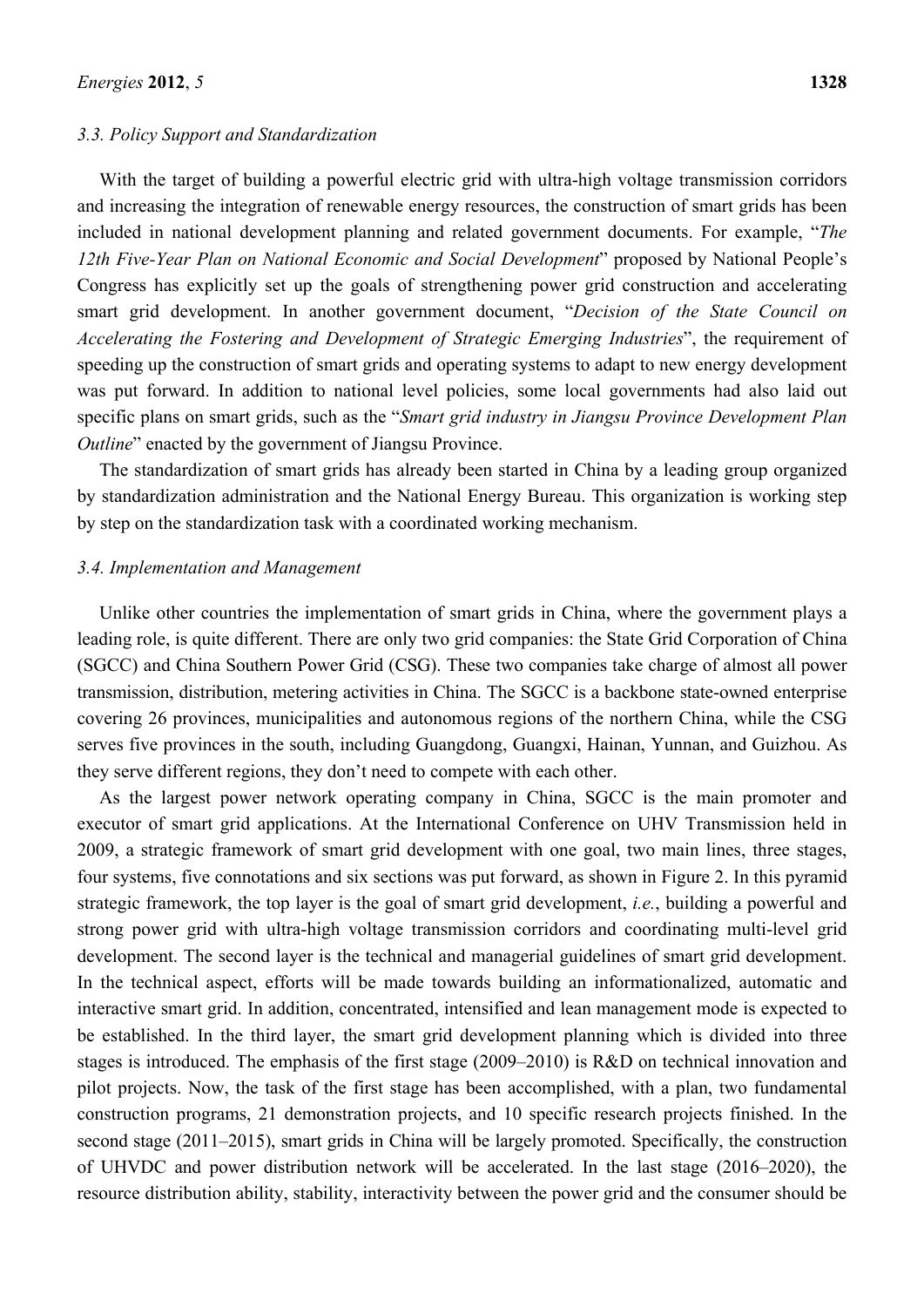### 3.3. Policy Support and Standardization

With the target of building a powerful electric grid with ultra-high voltage transmission corridors and increasing the integration of renewable energy resources, the construction of smart grids has been included in national development planning and related government documents. For example, "*The 12th Five-Year Plan on National Economic and Social Development*" proposed by National People's Congress has explicitly set up the goals of strengthening power grid construction and accelerating smart grid development. In another government document, "*Decision of the State Council on Accelerating the Fostering and Development of Strategic Emerging Industries*", the requirement of speeding up the construction of smart grids and operating systems to adapt to new energy development was put forward. In addition to national level policies, some local governments had also laid out specific plans on smart grids, such as the "*Smart grid industry in Jiangsu Province Development Plan Outline*" enacted by the government of Jiangsu Province.

The standardization of smart grids has already been started in China by a leading group organized by standardization administration and the National Energy Bureau. This organization is working step by step on the standardization task with a coordinated working mechanism.

### 3.4. Implementation and Management

Unlike other countries the implementation of smart grids in China, where the government plays a leading role, is quite different. There are only two grid companies: the State Grid Corporation of China (SGCC) and China Southern Power Grid (CSG). These two companies take charge of almost all power transmission, distribution, metering activities in China. The SGCC is a backbone state-owned enterprise covering 26 provinces, municipalities and autonomous regions of the northern China, while the CSG serves five provinces in the south, including Guangdong, Guangxi, Hainan, Yunnan, and Guizhou. As they serve different regions, they don't need to compete with each other.

As the largest power network operating company in China, SGCC is the main promoter and executor of smart grid applications. At the International Conference on UHV Transmission held in 2009, a strategic framework of smart grid development with one goal, two main lines, three stages, four systems, five connotations and six sections was put forward, as shown in Figure 2. In this pyramid strategic framework, the top layer is the goal of smart grid development, *i.e.*, building a powerful and strong power grid with ultra-high voltage transmission corridors and coordinating multi-level grid development. The second layer is the technical and managerial guidelines of smart grid development. In the technical aspect, efforts will be made towards building an informationalized, automatic and interactive smart grid. In addition, concentrated, intensified and lean management mode is expected to be established. In the third layer, the smart grid development planning which is divided into three stages is introduced. The emphasis of the first stage (2009–2010) is R&D on technical innovation and pilot projects. Now, the task of the first stage has been accomplished, with a plan, two fundamental construction programs, 21 demonstration projects, and 10 specific research projects finished. In the second stage (2011–2015), smart grids in China will be largely promoted. Specifically, the construction of UHVDC and power distribution network will be accelerated. In the last stage (2016–2020), the resource distribution ability, stability, interactivity between the power grid and the consumer should be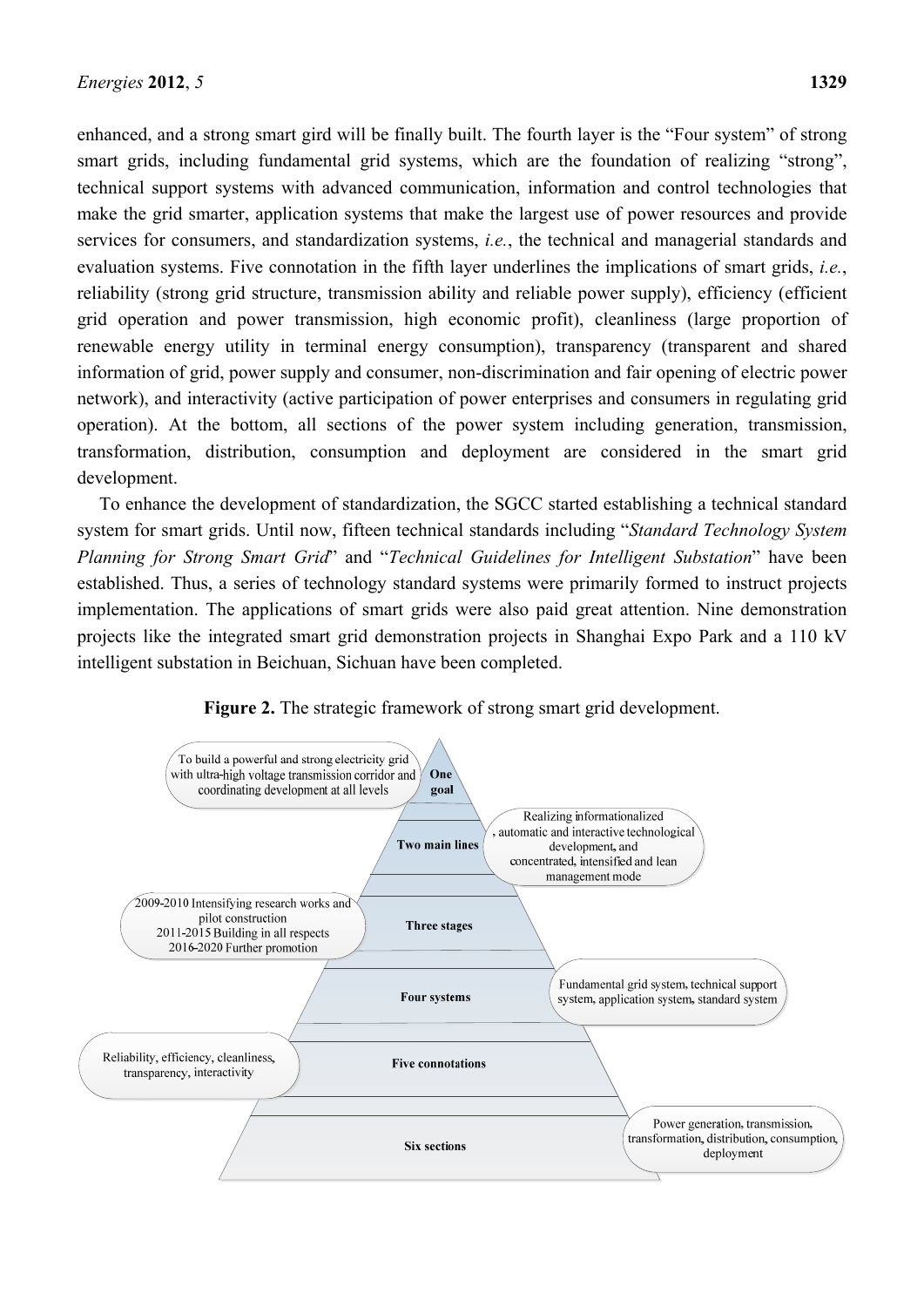enhanced, and a strong smart gird will be finally built. The fourth layer is the "Four system" of strong smart grids, including fundamental grid systems, which are the foundation of realizing "strong", technical support systems with advanced communication, information and control technologies that make the grid smarter, application systems that make the largest use of power resources and provide services for consumers, and standardization systems, *i.e.*, the technical and managerial standards and evaluation systems. Five connotation in the fifth layer underlines the implications of smart grids, *i.e.*, reliability (strong grid structure, transmission ability and reliable power supply), efficiency (efficient grid operation and power transmission, high economic profit), cleanliness (large proportion of renewable energy utility in terminal energy consumption), transparency (transparent and shared information of grid, power supply and consumer, non-discrimination and fair opening of electric power network), and interactivity (active participation of power enterprises and consumers in regulating grid operation). At the bottom, all sections of the power system including generation, transmission, transformation, distribution, consumption and deployment are considered in the smart grid development.

To enhance the development of standardization, the SGCC started establishing a technical standard system for smart grids. Until now, fifteen technical standards including "*Standard Technology System Planning for Strong Smart Grid*" and "*Technical Guidelines for Intelligent Substation*" have been established. Thus, a series of technology standard systems were primarily formed to instruct projects implementation. The applications of smart grids were also paid great attention. Nine demonstration projects like the integrated smart grid demonstration projects in Shanghai Expo Park and a 110 kV intelligent substation in Beichuan, Sichuan have been completed.

**Figure 2.** The strategic framework of strong smart grid development.

| Layer | Description |
| --- | --- |
| One goal | To build a powerful and strong electricity grid with ultra-high voltage transmission corridor and coordinating development at all levels |
| Two main lines | Realizing informationalized, automatic and interactive technological development, and concentrated, intensified and lean management mode |
| Three stages | 2009-2010 Intensifying research works and pilot construction; 2011-2015 Building in all respects; 2016-2020 Further promotion |
| Four systems | Fundamental grid system, technical support system, application system, standard system |
| Five connotations | Reliability, efficiency, cleanliness, transparency, interactivity |
| Six sections | Power generation, transmission, transformation, distribution, consumption, deployment |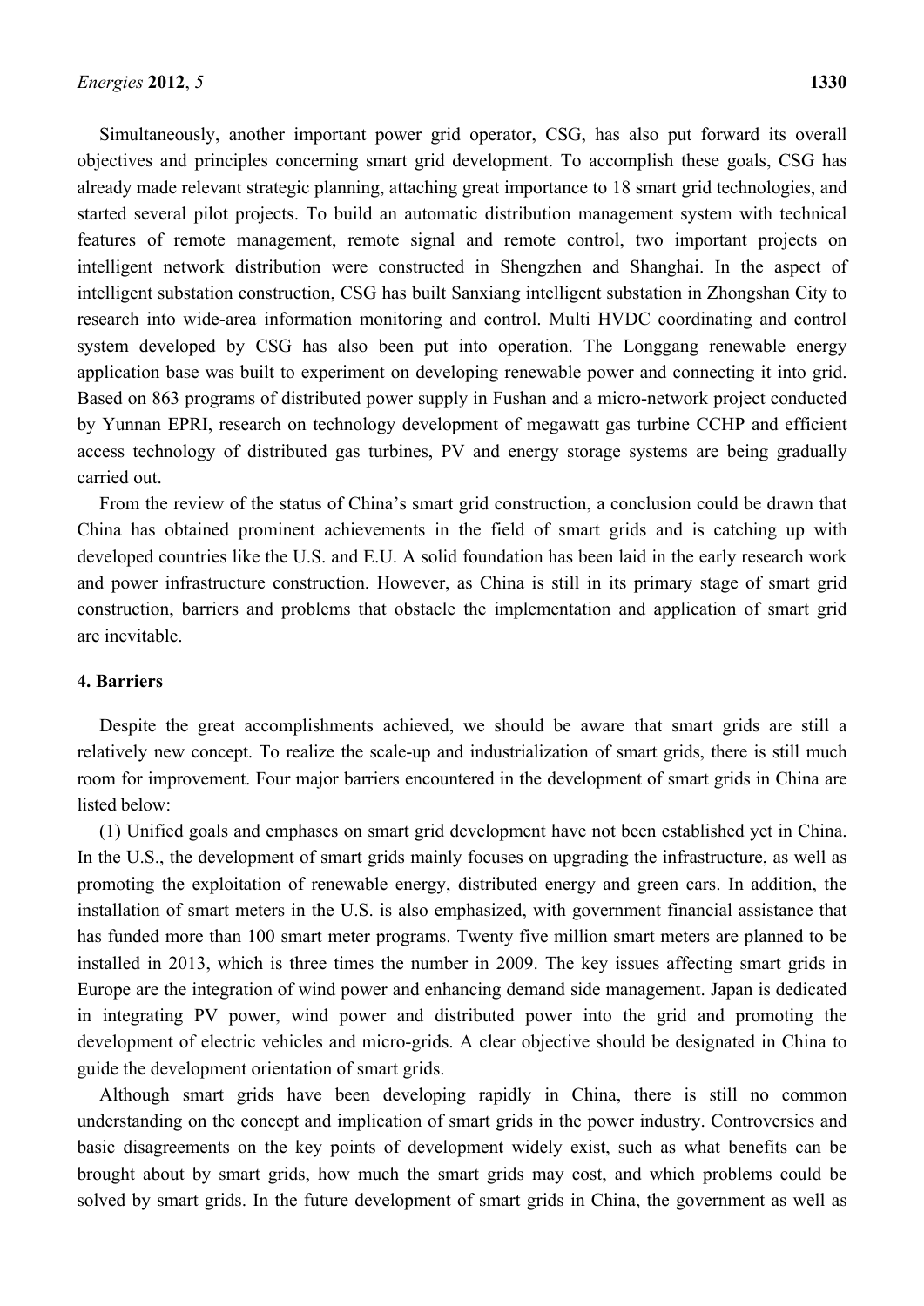Simultaneously, another important power grid operator, CSG, has also put forward its overall objectives and principles concerning smart grid development. To accomplish these goals, CSG has already made relevant strategic planning, attaching great importance to 18 smart grid technologies, and started several pilot projects. To build an automatic distribution management system with technical features of remote management, remote signal and remote control, two important projects on intelligent network distribution were constructed in Shengzhen and Shanghai. In the aspect of intelligent substation construction, CSG has built Sanxiang intelligent substation in Zhongshan City to research into wide-area information monitoring and control. Multi HVDC coordinating and control system developed by CSG has also been put into operation. The Longgang renewable energy application base was built to experiment on developing renewable power and connecting it into grid. Based on 863 programs of distributed power supply in Fushan and a micro-network project conducted by Yunnan EPRI, research on technology development of megawatt gas turbine CCHP and efficient access technology of distributed gas turbines, PV and energy storage systems are being gradually carried out.

From the review of the status of China's smart grid construction, a conclusion could be drawn that China has obtained prominent achievements in the field of smart grids and is catching up with developed countries like the U.S. and E.U. A solid foundation has been laid in the early research work and power infrastructure construction. However, as China is still in its primary stage of smart grid construction, barriers and problems that obstacle the implementation and application of smart grid are inevitable.

## 4. Barriers

Despite the great accomplishments achieved, we should be aware that smart grids are still a relatively new concept. To realize the scale-up and industrialization of smart grids, there is still much room for improvement. Four major barriers encountered in the development of smart grids in China are listed below:

(1) Unified goals and emphases on smart grid development have not been established yet in China. In the U.S., the development of smart grids mainly focuses on upgrading the infrastructure, as well as promoting the exploitation of renewable energy, distributed energy and green cars. In addition, the installation of smart meters in the U.S. is also emphasized, with government financial assistance that has funded more than 100 smart meter programs. Twenty five million smart meters are planned to be installed in 2013, which is three times the number in 2009. The key issues affecting smart grids in Europe are the integration of wind power and enhancing demand side management. Japan is dedicated in integrating PV power, wind power and distributed power into the grid and promoting the development of electric vehicles and micro-grids. A clear objective should be designated in China to guide the development orientation of smart grids.

Although smart grids have been developing rapidly in China, there is still no common understanding on the concept and implication of smart grids in the power industry. Controversies and basic disagreements on the key points of development widely exist, such as what benefits can be brought about by smart grids, how much the smart grids may cost, and which problems could be solved by smart grids. In the future development of smart grids in China, the government as well as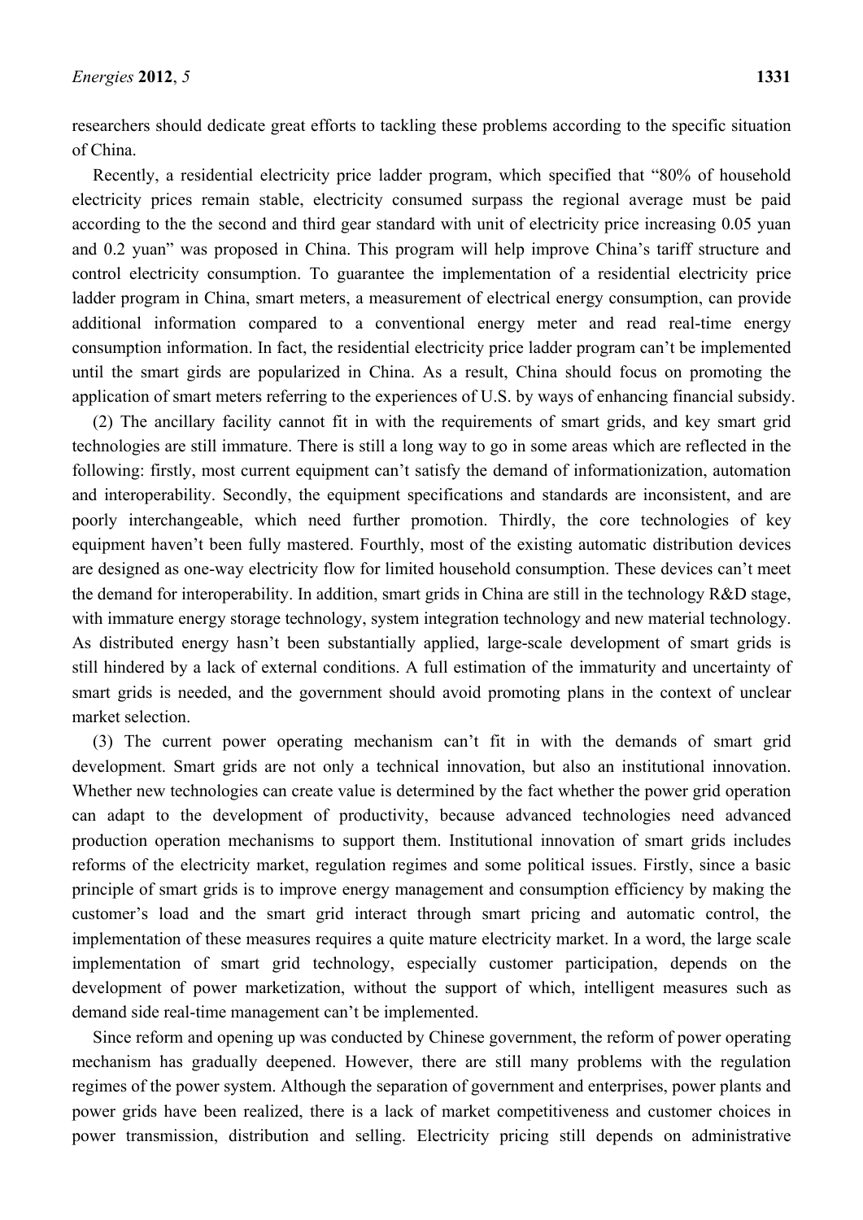researchers should dedicate great efforts to tackling these problems according to the specific situation of China.

Recently, a residential electricity price ladder program, which specified that "80% of household electricity prices remain stable, electricity consumed surpass the regional average must be paid according to the the second and third gear standard with unit of electricity price increasing 0.05 yuan and 0.2 yuan" was proposed in China. This program will help improve China's tariff structure and control electricity consumption. To guarantee the implementation of a residential electricity price ladder program in China, smart meters, a measurement of electrical energy consumption, can provide additional information compared to a conventional energy meter and read real-time energy consumption information. In fact, the residential electricity price ladder program can't be implemented until the smart girds are popularized in China. As a result, China should focus on promoting the application of smart meters referring to the experiences of U.S. by ways of enhancing financial subsidy.

(2) The ancillary facility cannot fit in with the requirements of smart grids, and key smart grid technologies are still immature. There is still a long way to go in some areas which are reflected in the following: firstly, most current equipment can't satisfy the demand of informationization, automation and interoperability. Secondly, the equipment specifications and standards are inconsistent, and are poorly interchangeable, which need further promotion. Thirdly, the core technologies of key equipment haven't been fully mastered. Fourthly, most of the existing automatic distribution devices are designed as one-way electricity flow for limited household consumption. These devices can't meet the demand for interoperability. In addition, smart grids in China are still in the technology R&D stage, with immature energy storage technology, system integration technology and new material technology. As distributed energy hasn't been substantially applied, large-scale development of smart grids is still hindered by a lack of external conditions. A full estimation of the immaturity and uncertainty of smart grids is needed, and the government should avoid promoting plans in the context of unclear market selection.

(3) The current power operating mechanism can't fit in with the demands of smart grid development. Smart grids are not only a technical innovation, but also an institutional innovation. Whether new technologies can create value is determined by the fact whether the power grid operation can adapt to the development of productivity, because advanced technologies need advanced production operation mechanisms to support them. Institutional innovation of smart grids includes reforms of the electricity market, regulation regimes and some political issues. Firstly, since a basic principle of smart grids is to improve energy management and consumption efficiency by making the customer's load and the smart grid interact through smart pricing and automatic control, the implementation of these measures requires a quite mature electricity market. In a word, the large scale implementation of smart grid technology, especially customer participation, depends on the development of power marketization, without the support of which, intelligent measures such as demand side real-time management can't be implemented.

Since reform and opening up was conducted by Chinese government, the reform of power operating mechanism has gradually deepened. However, there are still many problems with the regulation regimes of the power system. Although the separation of government and enterprises, power plants and power grids have been realized, there is a lack of market competitiveness and customer choices in power transmission, distribution and selling. Electricity pricing still depends on administrative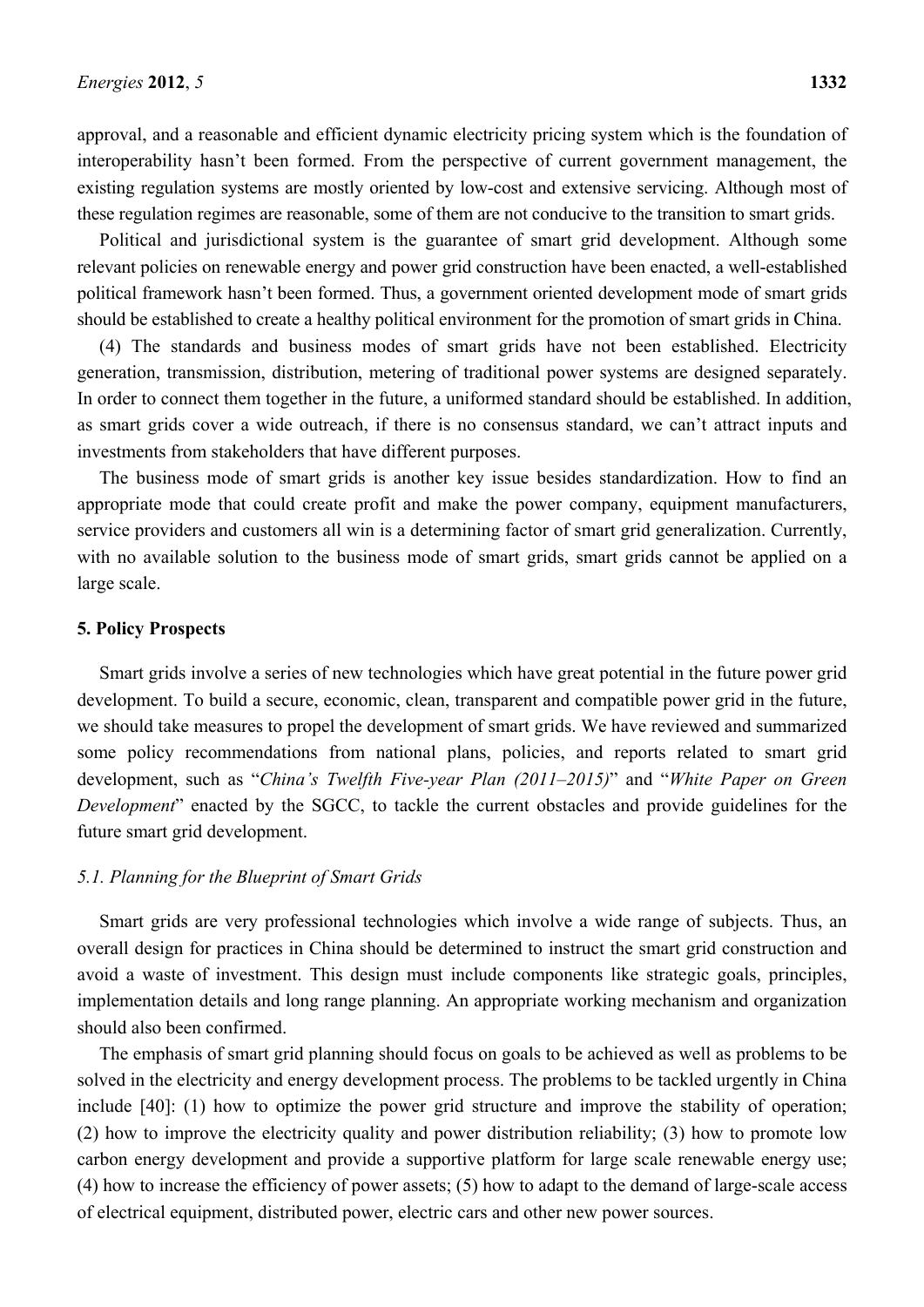approval, and a reasonable and efficient dynamic electricity pricing system which is the foundation of interoperability hasn't been formed. From the perspective of current government management, the existing regulation systems are mostly oriented by low-cost and extensive servicing. Although most of these regulation regimes are reasonable, some of them are not conducive to the transition to smart grids.

Political and jurisdictional system is the guarantee of smart grid development. Although some relevant policies on renewable energy and power grid construction have been enacted, a well-established political framework hasn't been formed. Thus, a government oriented development mode of smart grids should be established to create a healthy political environment for the promotion of smart grids in China.

(4) The standards and business modes of smart grids have not been established. Electricity generation, transmission, distribution, metering of traditional power systems are designed separately. In order to connect them together in the future, a uniformed standard should be established. In addition, as smart grids cover a wide outreach, if there is no consensus standard, we can't attract inputs and investments from stakeholders that have different purposes.

The business mode of smart grids is another key issue besides standardization. How to find an appropriate mode that could create profit and make the power company, equipment manufacturers, service providers and customers all win is a determining factor of smart grid generalization. Currently, with no available solution to the business mode of smart grids, smart grids cannot be applied on a large scale.

## 5. Policy Prospects

Smart grids involve a series of new technologies which have great potential in the future power grid development. To build a secure, economic, clean, transparent and compatible power grid in the future, we should take measures to propel the development of smart grids. We have reviewed and summarized some policy recommendations from national plans, policies, and reports related to smart grid development, such as "*China's Twelfth Five-year Plan (2011–2015)*" and "*White Paper on Green Development*" enacted by the SGCC, to tackle the current obstacles and provide guidelines for the future smart grid development.

### *5.1. Planning for the Blueprint of Smart Grids*

Smart grids are very professional technologies which involve a wide range of subjects. Thus, an overall design for practices in China should be determined to instruct the smart grid construction and avoid a waste of investment. This design must include components like strategic goals, principles, implementation details and long range planning. An appropriate working mechanism and organization should also been confirmed.

The emphasis of smart grid planning should focus on goals to be achieved as well as problems to be solved in the electricity and energy development process. The problems to be tackled urgently in China include [40]: (1) how to optimize the power grid structure and improve the stability of operation; (2) how to improve the electricity quality and power distribution reliability; (3) how to promote low carbon energy development and provide a supportive platform for large scale renewable energy use; (4) how to increase the efficiency of power assets; (5) how to adapt to the demand of large-scale access of electrical equipment, distributed power, electric cars and other new power sources.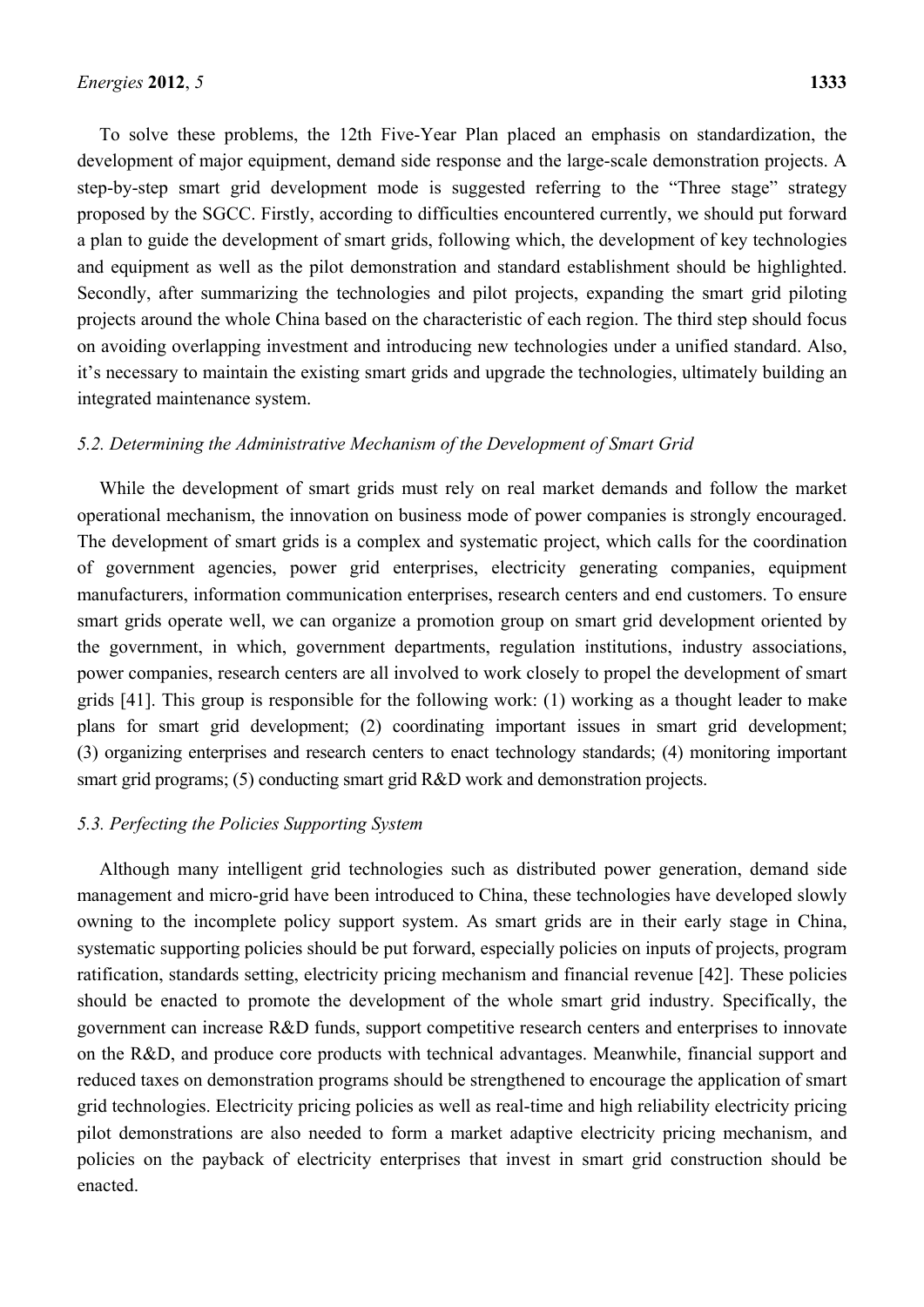To solve these problems, the 12th Five-Year Plan placed an emphasis on standardization, the development of major equipment, demand side response and the large-scale demonstration projects. A step-by-step smart grid development mode is suggested referring to the "Three stage" strategy proposed by the SGCC. Firstly, according to difficulties encountered currently, we should put forward a plan to guide the development of smart grids, following which, the development of key technologies and equipment as well as the pilot demonstration and standard establishment should be highlighted. Secondly, after summarizing the technologies and pilot projects, expanding the smart grid piloting projects around the whole China based on the characteristic of each region. The third step should focus on avoiding overlapping investment and introducing new technologies under a unified standard. Also, it's necessary to maintain the existing smart grids and upgrade the technologies, ultimately building an integrated maintenance system.

### *5.2. Determining the Administrative Mechanism of the Development of Smart Grid*

While the development of smart grids must rely on real market demands and follow the market operational mechanism, the innovation on business mode of power companies is strongly encouraged. The development of smart grids is a complex and systematic project, which calls for the coordination of government agencies, power grid enterprises, electricity generating companies, equipment manufacturers, information communication enterprises, research centers and end customers. To ensure smart grids operate well, we can organize a promotion group on smart grid development oriented by the government, in which, government departments, regulation institutions, industry associations, power companies, research centers are all involved to work closely to propel the development of smart grids [41]. This group is responsible for the following work: (1) working as a thought leader to make plans for smart grid development; (2) coordinating important issues in smart grid development; (3) organizing enterprises and research centers to enact technology standards; (4) monitoring important smart grid programs; (5) conducting smart grid R&D work and demonstration projects.

### *5.3. Perfecting the Policies Supporting System*

Although many intelligent grid technologies such as distributed power generation, demand side management and micro-grid have been introduced to China, these technologies have developed slowly owning to the incomplete policy support system. As smart grids are in their early stage in China, systematic supporting policies should be put forward, especially policies on inputs of projects, program ratification, standards setting, electricity pricing mechanism and financial revenue [42]. These policies should be enacted to promote the development of the whole smart grid industry. Specifically, the government can increase R&D funds, support competitive research centers and enterprises to innovate on the R&D, and produce core products with technical advantages. Meanwhile, financial support and reduced taxes on demonstration programs should be strengthened to encourage the application of smart grid technologies. Electricity pricing policies as well as real-time and high reliability electricity pricing pilot demonstrations are also needed to form a market adaptive electricity pricing mechanism, and policies on the payback of electricity enterprises that invest in smart grid construction should be enacted.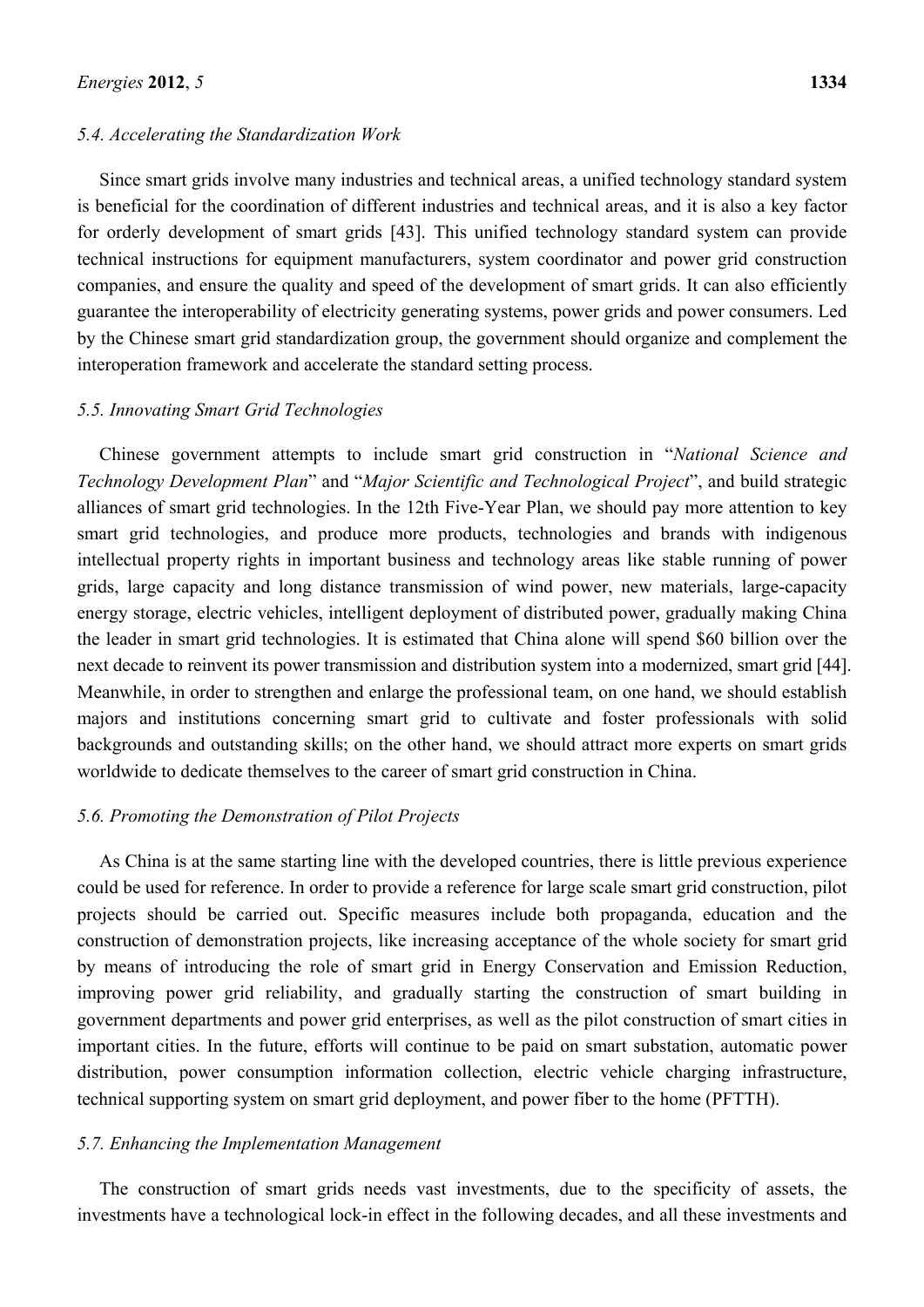### *5.4. Accelerating the Standardization Work*

Since smart grids involve many industries and technical areas, a unified technology standard system is beneficial for the coordination of different industries and technical areas, and it is also a key factor for orderly development of smart grids [43]. This unified technology standard system can provide technical instructions for equipment manufacturers, system coordinator and power grid construction companies, and ensure the quality and speed of the development of smart grids. It can also efficiently guarantee the interoperability of electricity generating systems, power grids and power consumers. Led by the Chinese smart grid standardization group, the government should organize and complement the interoperation framework and accelerate the standard setting process.

### *5.5. Innovating Smart Grid Technologies*

Chinese government attempts to include smart grid construction in "*National Science and Technology Development Plan*" and "*Major Scientific and Technological Project*", and build strategic alliances of smart grid technologies. In the 12th Five-Year Plan, we should pay more attention to key smart grid technologies, and produce more products, technologies and brands with indigenous intellectual property rights in important business and technology areas like stable running of power grids, large capacity and long distance transmission of wind power, new materials, large-capacity energy storage, electric vehicles, intelligent deployment of distributed power, gradually making China the leader in smart grid technologies. It is estimated that China alone will spend $60 billion over the next decade to reinvent its power transmission and distribution system into a modernized, smart grid [44]. Meanwhile, in order to strengthen and enlarge the professional team, on one hand, we should establish majors and institutions concerning smart grid to cultivate and foster professionals with solid backgrounds and outstanding skills; on the other hand, we should attract more experts on smart grids worldwide to dedicate themselves to the career of smart grid construction in China.

### *5.6. Promoting the Demonstration of Pilot Projects*

As China is at the same starting line with the developed countries, there is little previous experience could be used for reference. In order to provide a reference for large scale smart grid construction, pilot projects should be carried out. Specific measures include both propaganda, education and the construction of demonstration projects, like increasing acceptance of the whole society for smart grid by means of introducing the role of smart grid in Energy Conservation and Emission Reduction, improving power grid reliability, and gradually starting the construction of smart building in government departments and power grid enterprises, as well as the pilot construction of smart cities in important cities. In the future, efforts will continue to be paid on smart substation, automatic power distribution, power consumption information collection, electric vehicle charging infrastructure, technical supporting system on smart grid deployment, and power fiber to the home (PFTTH).

### *5.7. Enhancing the Implementation Management*

The construction of smart grids needs vast investments, due to the specificity of assets, the investments have a technological lock-in effect in the following decades, and all these investments and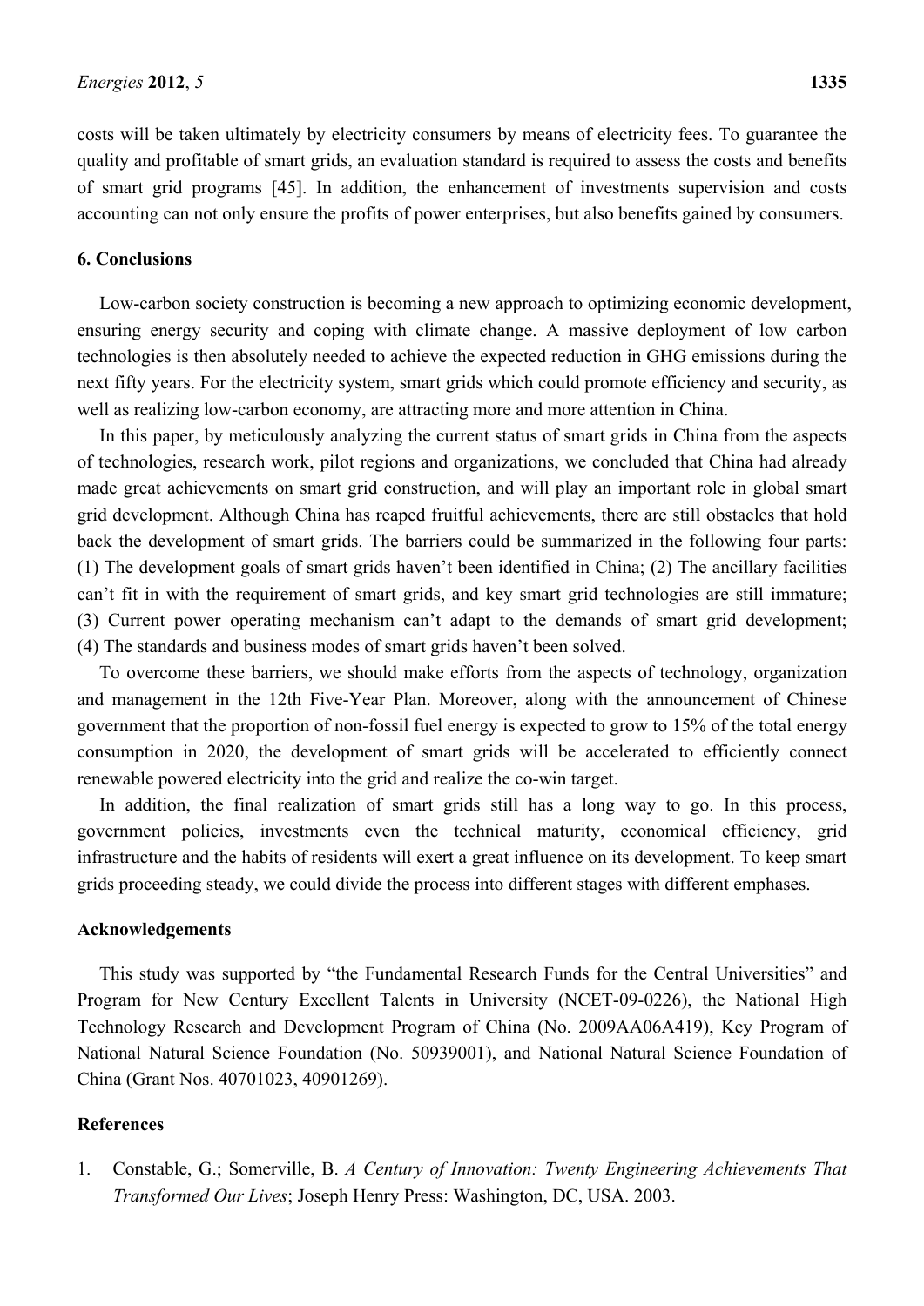costs will be taken ultimately by electricity consumers by means of electricity fees. To guarantee the quality and profitable of smart grids, an evaluation standard is required to assess the costs and benefits of smart grid programs [45]. In addition, the enhancement of investments supervision and costs accounting can not only ensure the profits of power enterprises, but also benefits gained by consumers.

## 6. Conclusions

Low-carbon society construction is becoming a new approach to optimizing economic development, ensuring energy security and coping with climate change. A massive deployment of low carbon technologies is then absolutely needed to achieve the expected reduction in GHG emissions during the next fifty years. For the electricity system, smart grids which could promote efficiency and security, as well as realizing low-carbon economy, are attracting more and more attention in China.

In this paper, by meticulously analyzing the current status of smart grids in China from the aspects of technologies, research work, pilot regions and organizations, we concluded that China had already made great achievements on smart grid construction, and will play an important role in global smart grid development. Although China has reaped fruitful achievements, there are still obstacles that hold back the development of smart grids. The barriers could be summarized in the following four parts: (1) The development goals of smart grids haven't been identified in China; (2) The ancillary facilities can't fit in with the requirement of smart grids, and key smart grid technologies are still immature; (3) Current power operating mechanism can't adapt to the demands of smart grid development; (4) The standards and business modes of smart grids haven't been solved.

To overcome these barriers, we should make efforts from the aspects of technology, organization and management in the 12th Five-Year Plan. Moreover, along with the announcement of Chinese government that the proportion of non-fossil fuel energy is expected to grow to 15% of the total energy consumption in 2020, the development of smart grids will be accelerated to efficiently connect renewable powered electricity into the grid and realize the co-win target.

In addition, the final realization of smart grids still has a long way to go. In this process, government policies, investments even the technical maturity, economical efficiency, grid infrastructure and the habits of residents will exert a great influence on its development. To keep smart grids proceeding steady, we could divide the process into different stages with different emphases.

## Acknowledgements

This study was supported by "the Fundamental Research Funds for the Central Universities" and Program for New Century Excellent Talents in University (NCET-09-0226), the National High Technology Research and Development Program of China (No. 2009AA06A419), Key Program of National Natural Science Foundation (No. 50939001), and National Natural Science Foundation of China (Grant Nos. 40701023, 40901269).

## References

1. Constable, G.; Somerville, B. *A Century of Innovation: Twenty Engineering Achievements That Transformed Our Lives*; Joseph Henry Press: Washington, DC, USA. 2003.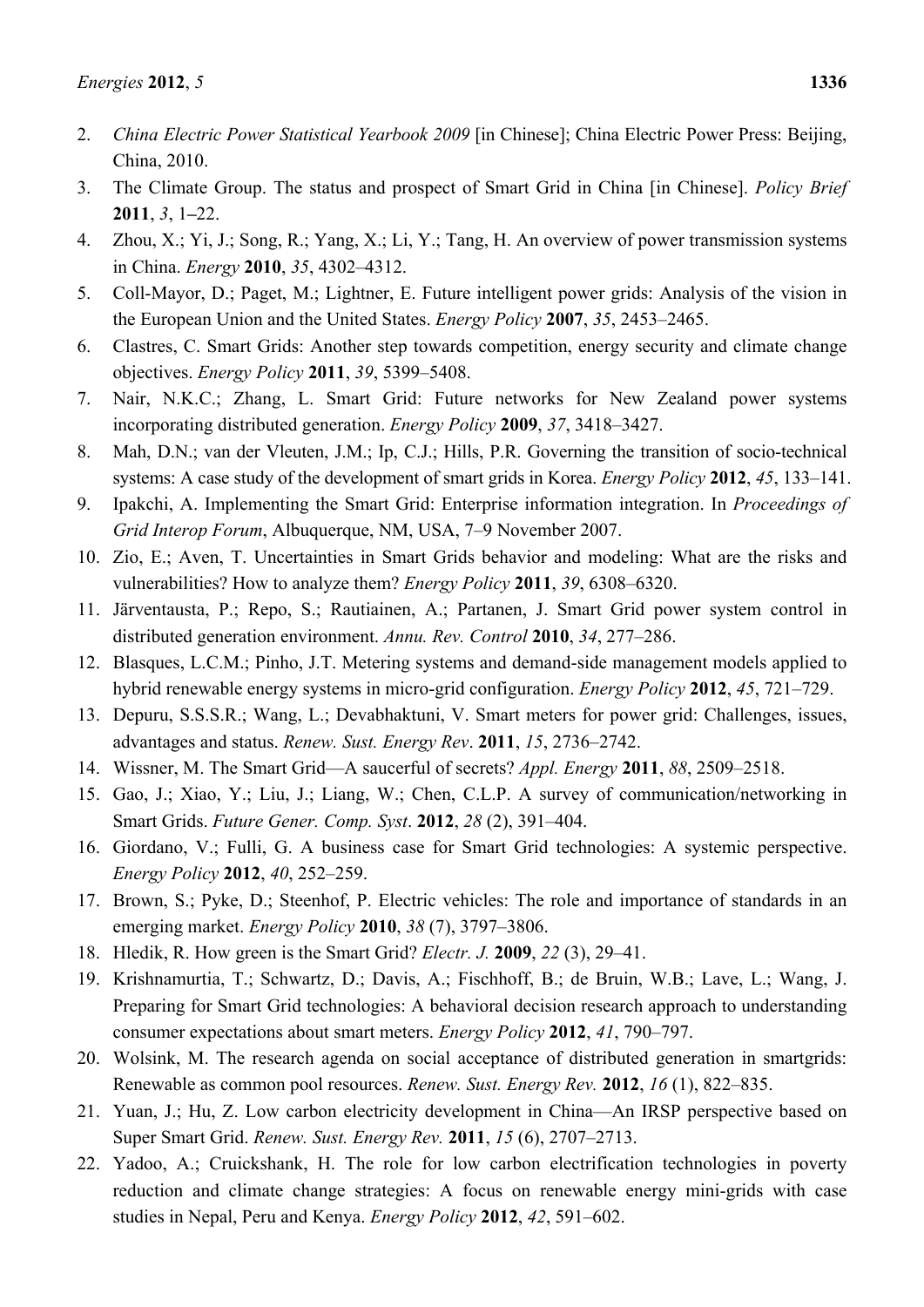2. *China Electric Power Statistical Yearbook 2009* [in Chinese]; China Electric Power Press: Beijing, China, 2010.
3. The Climate Group. The status and prospect of Smart Grid in China [in Chinese]. *Policy Brief* **2011**, *3*, 1–22.
4. Zhou, X.; Yi, J.; Song, R.; Yang, X.; Li, Y.; Tang, H. An overview of power transmission systems in China. *Energy* **2010**, *35*, 4302–4312.
5. Coll-Mayor, D.; Paget, M.; Lightner, E. Future intelligent power grids: Analysis of the vision in the European Union and the United States. *Energy Policy* **2007**, *35*, 2453–2465.
6. Clastres, C. Smart Grids: Another step towards competition, energy security and climate change objectives. *Energy Policy* **2011**, *39*, 5399–5408.
7. Nair, N.K.C.; Zhang, L. Smart Grid: Future networks for New Zealand power systems incorporating distributed generation. *Energy Policy* **2009**, *37*, 3418–3427.
8. Mah, D.N.; van der Vleuten, J.M.; Ip, C.J.; Hills, P.R. Governing the transition of socio-technical systems: A case study of the development of smart grids in Korea. *Energy Policy* **2012**, *45*, 133–141.
9. Ipakchi, A. Implementing the Smart Grid: Enterprise information integration. In *Proceedings of Grid Interop Forum*, Albuquerque, NM, USA, 7–9 November 2007.
10. Zio, E.; Aven, T. Uncertainties in Smart Grids behavior and modeling: What are the risks and vulnerabilities? How to analyze them? *Energy Policy* **2011**, *39*, 6308–6320.
11. Järventausta, P.; Repo, S.; Rautiainen, A.; Partanen, J. Smart Grid power system control in distributed generation environment. *Annu. Rev. Control* **2010**, *34*, 277–286.
12. Blasques, L.C.M.; Pinho, J.T. Metering systems and demand-side management models applied to hybrid renewable energy systems in micro-grid configuration. *Energy Policy* **2012**, *45*, 721–729.
13. Depuru, S.S.S.R.; Wang, L.; Devabhaktuni, V. Smart meters for power grid: Challenges, issues, advantages and status. *Renew. Sust. Energy Rev*. **2011**, *15*, 2736–2742.
14. Wissner, M. The Smart Grid—A saucerful of secrets? *Appl. Energy* **2011**, *88*, 2509–2518.
15. Gao, J.; Xiao, Y.; Liu, J.; Liang, W.; Chen, C.L.P. A survey of communication/networking in Smart Grids. *Future Gener. Comp. Syst*. **2012**, *28* (2), 391–404.
16. Giordano, V.; Fulli, G. A business case for Smart Grid technologies: A systemic perspective. *Energy Policy* **2012**, *40*, 252–259.
17. Brown, S.; Pyke, D.; Steenhof, P. Electric vehicles: The role and importance of standards in an emerging market. *Energy Policy* **2010**, *38* (7), 3797–3806.
18. Hledik, R. How green is the Smart Grid? *Electr. J.* **2009**, *22* (3), 29–41.
19. Krishnamurtia, T.; Schwartz, D.; Davis, A.; Fischhoff, B.; de Bruin, W.B.; Lave, L.; Wang, J. Preparing for Smart Grid technologies: A behavioral decision research approach to understanding consumer expectations about smart meters. *Energy Policy* **2012**, *41*, 790–797.
20. Wolsink, M. The research agenda on social acceptance of distributed generation in smartgrids: Renewable as common pool resources. *Renew. Sust. Energy Rev.* **2012**, *16* (1), 822–835.
21. Yuan, J.; Hu, Z. Low carbon electricity development in China—An IRSP perspective based on Super Smart Grid. *Renew. Sust. Energy Rev.* **2011**, *15* (6), 2707–2713.
22. Yadoo, A.; Cruickshank, H. The role for low carbon electrification technologies in poverty reduction and climate change strategies: A focus on renewable energy mini-grids with case studies in Nepal, Peru and Kenya. *Energy Policy* **2012**, *42*, 591–602.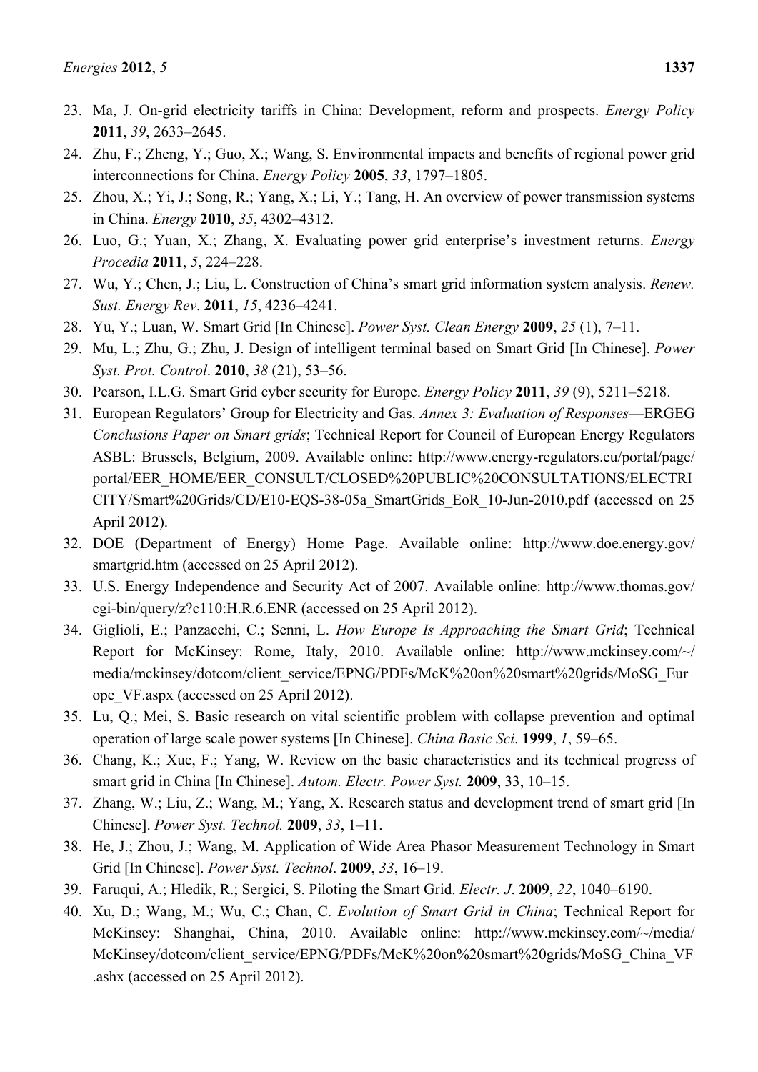23. Ma, J. On-grid electricity tariffs in China: Development, reform and prospects. *Energy Policy* **2011**, *39*, 2633–2645.
24. Zhu, F.; Zheng, Y.; Guo, X.; Wang, S. Environmental impacts and benefits of regional power grid interconnections for China. *Energy Policy* **2005**, *33*, 1797–1805.
25. Zhou, X.; Yi, J.; Song, R.; Yang, X.; Li, Y.; Tang, H. An overview of power transmission systems in China. *Energy* **2010**, *35*, 4302–4312.
26. Luo, G.; Yuan, X.; Zhang, X. Evaluating power grid enterprise's investment returns. *Energy Procedia* **2011**, *5*, 224–228.
27. Wu, Y.; Chen, J.; Liu, L. Construction of China's smart grid information system analysis. *Renew. Sust. Energy Rev*. **2011**, *15*, 4236–4241.
28. Yu, Y.; Luan, W. Smart Grid [In Chinese]. *Power Syst. Clean Energy* **2009**, *25* (1), 7–11.
29. Mu, L.; Zhu, G.; Zhu, J. Design of intelligent terminal based on Smart Grid [In Chinese]. *Power Syst. Prot. Control*. **2010**, *38* (21), 53–56.
30. Pearson, I.L.G. Smart Grid cyber security for Europe. *Energy Policy* **2011**, *39* (9), 5211–5218.
31. European Regulators' Group for Electricity and Gas. *Annex 3: Evaluation of Responses*—ERGEG *Conclusions Paper on Smart grids*; Technical Report for Council of European Energy Regulators ASBL: Brussels, Belgium, 2009. Available online: http://www.energy-regulators.eu/portal/page/portal/EER_HOME/EER_CONSULT/CLOSED%20PUBLIC%20CONSULTATIONS/ELECTRICITY/Smart%20Grids/CD/E10-EQS-38-05a_SmartGrids_EoR_10-Jun-2010.pdf (accessed on 25 April 2012).
32. DOE (Department of Energy) Home Page. Available online: http://www.doe.energy.gov/smartgrid.htm (accessed on 25 April 2012).
33. U.S. Energy Independence and Security Act of 2007. Available online: http://www.thomas.gov/cgi-bin/query/z?c110:H.R.6.ENR (accessed on 25 April 2012).
34. Giglioli, E.; Panzacchi, C.; Senni, L. *How Europe Is Approaching the Smart Grid*; Technical Report for McKinsey: Rome, Italy, 2010. Available online: http://www.mckinsey.com/~/media/mckinsey/dotcom/client_service/EPNG/PDFs/McK%20on%20smart%20grids/MoSG_Europe_VF.aspx (accessed on 25 April 2012).
35. Lu, Q.; Mei, S. Basic research on vital scientific problem with collapse prevention and optimal operation of large scale power systems [In Chinese]. *China Basic Sci*. **1999**, *1*, 59–65.
36. Chang, K.; Xue, F.; Yang, W. Review on the basic characteristics and its technical progress of smart grid in China [In Chinese]. *Autom. Electr. Power Syst.* **2009**, 33, 10–15.
37. Zhang, W.; Liu, Z.; Wang, M.; Yang, X. Research status and development trend of smart grid [In Chinese]. *Power Syst. Technol.* **2009**, *33*, 1–11.
38. He, J.; Zhou, J.; Wang, M. Application of Wide Area Phasor Measurement Technology in Smart Grid [In Chinese]. *Power Syst. Technol*. **2009**, *33*, 16–19.
39. Faruqui, A.; Hledik, R.; Sergici, S. Piloting the Smart Grid. *Electr. J*. **2009**, *22*, 1040–6190.
40. Xu, D.; Wang, M.; Wu, C.; Chan, C. *Evolution of Smart Grid in China*; Technical Report for McKinsey: Shanghai, China, 2010. Available online: http://www.mckinsey.com/~/media/McKinsey/dotcom/client_service/EPNG/PDFs/McK%20on%20smart%20grids/MoSG_China_VF.ashx (accessed on 25 April 2012).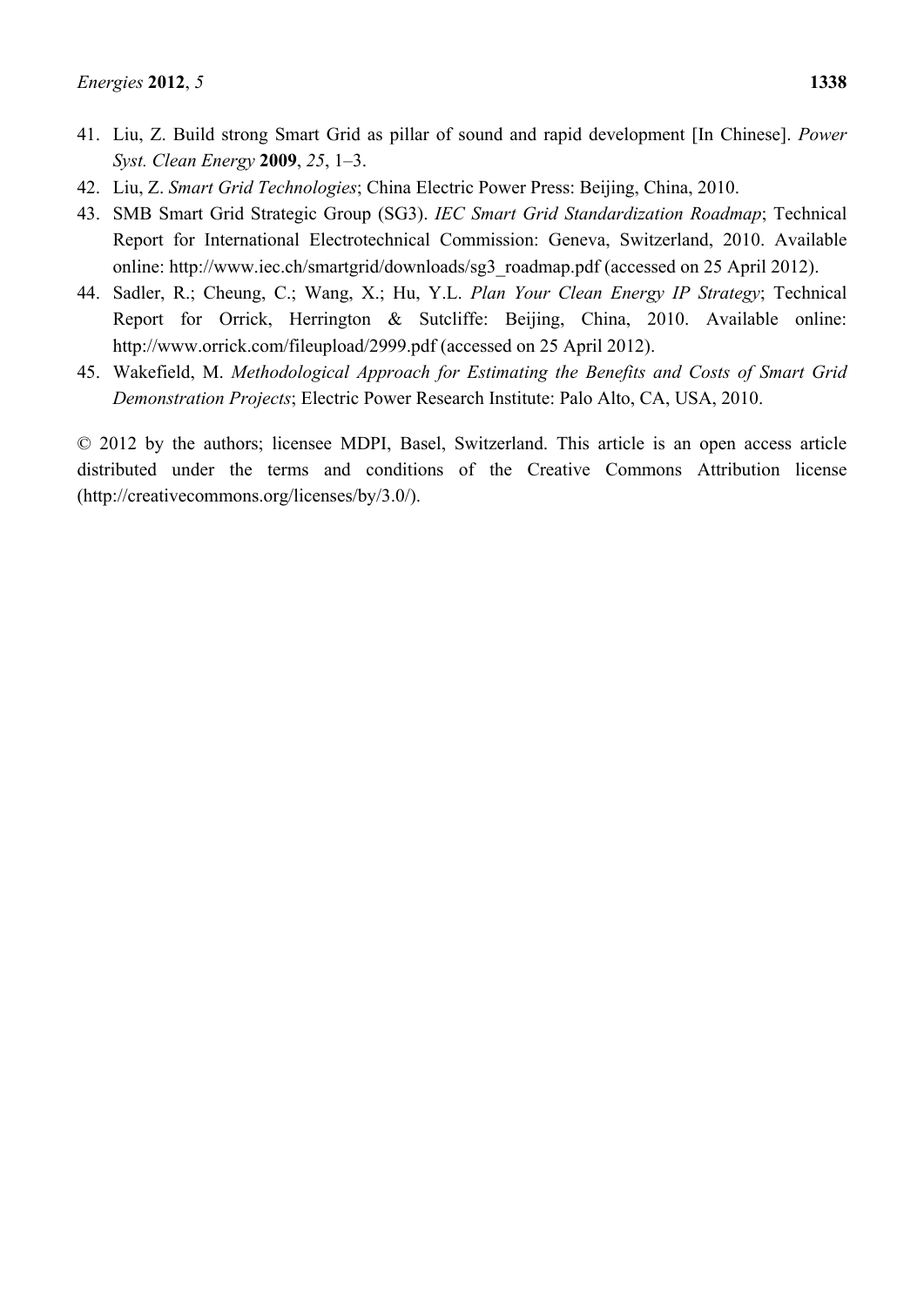41. Liu, Z. Build strong Smart Grid as pillar of sound and rapid development [In Chinese]. *Power Syst. Clean Energy* **2009**, *25*, 1–3.
42. Liu, Z. *Smart Grid Technologies*; China Electric Power Press: Beijing, China, 2010.
43. SMB Smart Grid Strategic Group (SG3). *IEC Smart Grid Standardization Roadmap*; Technical Report for International Electrotechnical Commission: Geneva, Switzerland, 2010. Available online: http://www.iec.ch/smartgrid/downloads/sg3_roadmap.pdf (accessed on 25 April 2012).
44. Sadler, R.; Cheung, C.; Wang, X.; Hu, Y.L. *Plan Your Clean Energy IP Strategy*; Technical Report for Orrick, Herrington & Sutcliffe: Beijing, China, 2010. Available online: http://www.orrick.com/fileupload/2999.pdf (accessed on 25 April 2012).
45. Wakefield, M. *Methodological Approach for Estimating the Benefits and Costs of Smart Grid Demonstration Projects*; Electric Power Research Institute: Palo Alto, CA, USA, 2010.

© 2012 by the authors; licensee MDPI, Basel, Switzerland. This article is an open access article distributed under the terms and conditions of the Creative Commons Attribution license (http://creativecommons.org/licenses/by/3.0/).